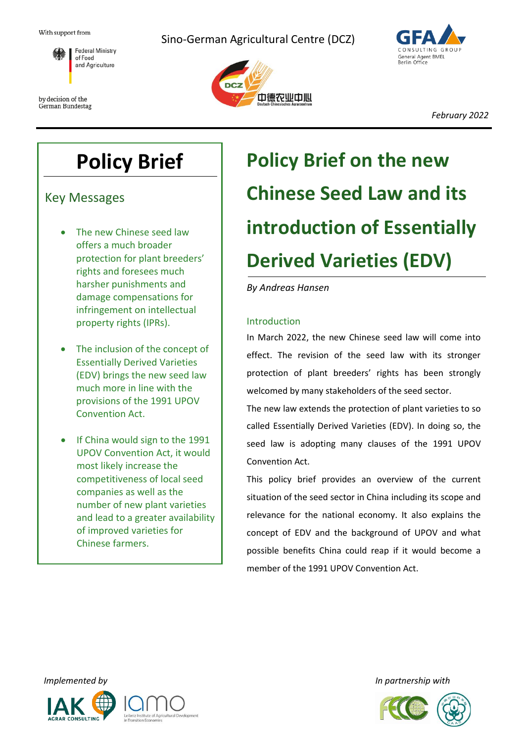With support from

Federal Ministry of Food and Agriculture

by decision of the German Bundestag

Sino-German Agricultural Centre (DCZ)

GFA CONSULTING GROUP
General Agent BMEL
Berlin Office

*February 2022*

# Policy Brief on the new Chinese Seed Law and its introduction of Essentially Derived Varieties (EDV)

*By Andreas Hansen*

## Policy Brief

### Key Messages

- The new Chinese seed law offers a much broader protection for plant breeders' rights and foresees much harsher punishments and damage compensations for infringement on intellectual property rights (IPRs).
- The inclusion of the concept of Essentially Derived Varieties (EDV) brings the new seed law much more in line with the provisions of the 1991 UPOV Convention Act.
- If China would sign to the 1991 UPOV Convention Act, it would most likely increase the competitiveness of local seed companies as well as the number of new plant varieties and lead to a greater availability of improved varieties for Chinese farmers.

## Introduction

In March 2022, the new Chinese seed law will come into effect. The revision of the seed law with its stronger protection of plant breeders' rights has been strongly welcomed by many stakeholders of the seed sector.

The new law extends the protection of plant varieties to so called Essentially Derived Varieties (EDV). In doing so, the seed law is adopting many clauses of the 1991 UPOV Convention Act.

This policy brief provides an overview of the current situation of the seed sector in China including its scope and relevance for the national economy. It also explains the concept of EDV and the background of UPOV and what possible benefits China could reap if it would become a member of the 1991 UPOV Convention Act.

*Implemented by*

*In partnership with*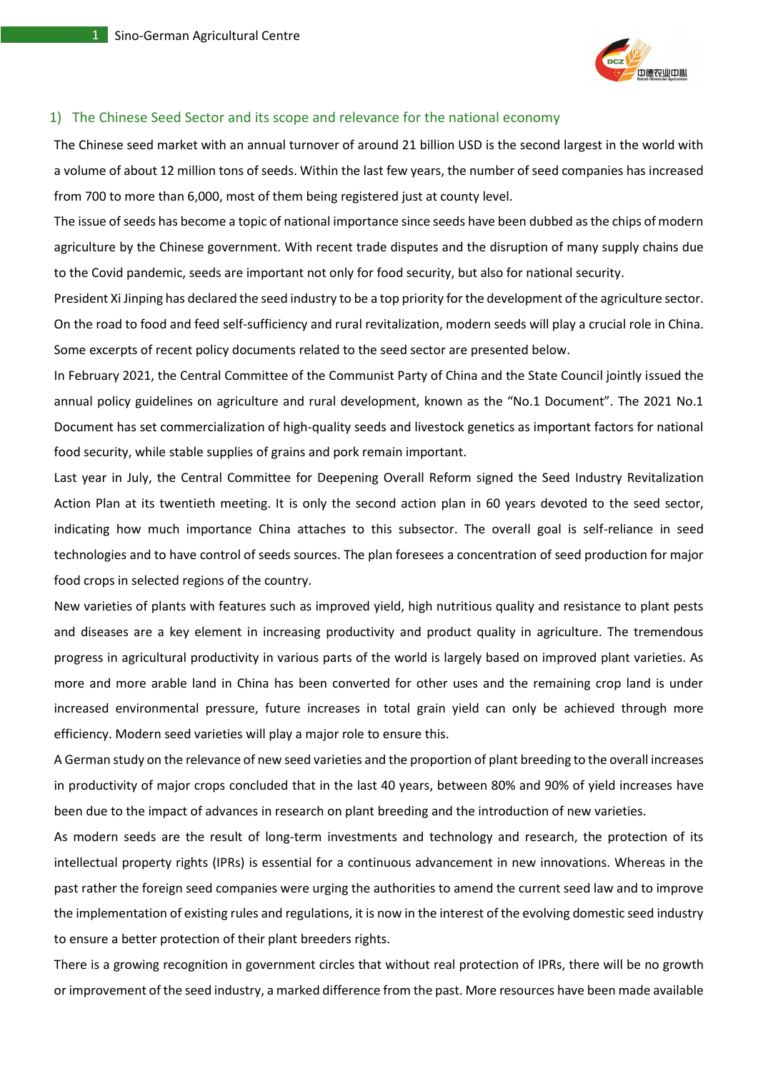## 1) The Chinese Seed Sector and its scope and relevance for the national economy

The Chinese seed market with an annual turnover of around 21 billion USD is the second largest in the world with a volume of about 12 million tons of seeds. Within the last few years, the number of seed companies has increased from 700 to more than 6,000, most of them being registered just at county level.

The issue of seeds has become a topic of national importance since seeds have been dubbed as the chips of modern agriculture by the Chinese government. With recent trade disputes and the disruption of many supply chains due to the Covid pandemic, seeds are important not only for food security, but also for national security.

President Xi Jinping has declared the seed industry to be a top priority for the development of the agriculture sector. On the road to food and feed self-sufficiency and rural revitalization, modern seeds will play a crucial role in China. Some excerpts of recent policy documents related to the seed sector are presented below.

In February 2021, the Central Committee of the Communist Party of China and the State Council jointly issued the annual policy guidelines on agriculture and rural development, known as the "No.1 Document". The 2021 No.1 Document has set commercialization of high-quality seeds and livestock genetics as important factors for national food security, while stable supplies of grains and pork remain important.

Last year in July, the Central Committee for Deepening Overall Reform signed the Seed Industry Revitalization Action Plan at its twentieth meeting. It is only the second action plan in 60 years devoted to the seed sector, indicating how much importance China attaches to this subsector. The overall goal is self-reliance in seed technologies and to have control of seeds sources. The plan foresees a concentration of seed production for major food crops in selected regions of the country.

New varieties of plants with features such as improved yield, high nutritious quality and resistance to plant pests and diseases are a key element in increasing productivity and product quality in agriculture. The tremendous progress in agricultural productivity in various parts of the world is largely based on improved plant varieties. As more and more arable land in China has been converted for other uses and the remaining crop land is under increased environmental pressure, future increases in total grain yield can only be achieved through more efficiency. Modern seed varieties will play a major role to ensure this.

A German study on the relevance of new seed varieties and the proportion of plant breeding to the overall increases in productivity of major crops concluded that in the last 40 years, between 80% and 90% of yield increases have been due to the impact of advances in research on plant breeding and the introduction of new varieties.

As modern seeds are the result of long-term investments and technology and research, the protection of its intellectual property rights (IPRs) is essential for a continuous advancement in new innovations. Whereas in the past rather the foreign seed companies were urging the authorities to amend the current seed law and to improve the implementation of existing rules and regulations, it is now in the interest of the evolving domestic seed industry to ensure a better protection of their plant breeders rights.

There is a growing recognition in government circles that without real protection of IPRs, there will be no growth or improvement of the seed industry, a marked difference from the past. More resources have been made available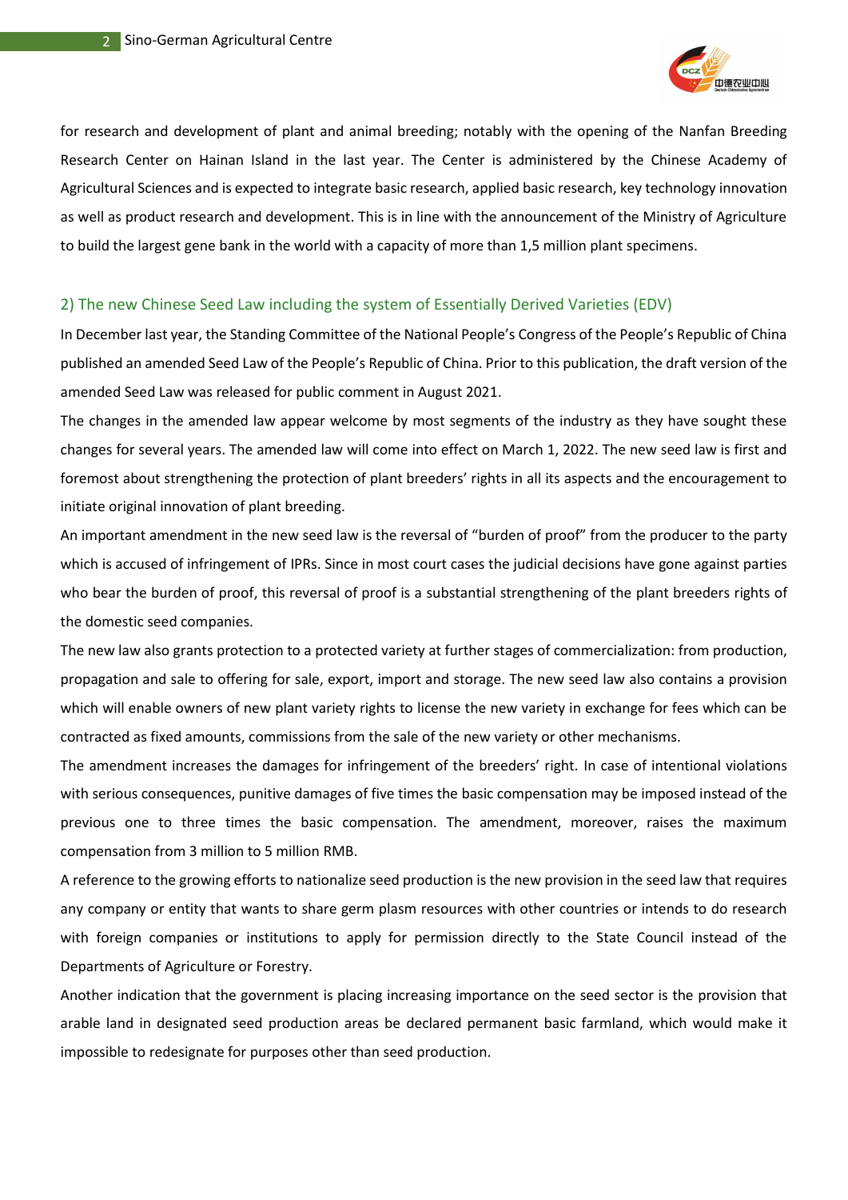for research and development of plant and animal breeding; notably with the opening of the Nanfan Breeding Research Center on Hainan Island in the last year. The Center is administered by the Chinese Academy of Agricultural Sciences and is expected to integrate basic research, applied basic research, key technology innovation as well as product research and development. This is in line with the announcement of the Ministry of Agriculture to build the largest gene bank in the world with a capacity of more than 1,5 million plant specimens.

## 2) The new Chinese Seed Law including the system of Essentially Derived Varieties (EDV)

In December last year, the Standing Committee of the National People's Congress of the People's Republic of China published an amended Seed Law of the People's Republic of China. Prior to this publication, the draft version of the amended Seed Law was released for public comment in August 2021.

The changes in the amended law appear welcome by most segments of the industry as they have sought these changes for several years. The amended law will come into effect on March 1, 2022. The new seed law is first and foremost about strengthening the protection of plant breeders' rights in all its aspects and the encouragement to initiate original innovation of plant breeding.

An important amendment in the new seed law is the reversal of "burden of proof" from the producer to the party which is accused of infringement of IPRs. Since in most court cases the judicial decisions have gone against parties who bear the burden of proof, this reversal of proof is a substantial strengthening of the plant breeders rights of the domestic seed companies.

The new law also grants protection to a protected variety at further stages of commercialization: from production, propagation and sale to offering for sale, export, import and storage. The new seed law also contains a provision which will enable owners of new plant variety rights to license the new variety in exchange for fees which can be contracted as fixed amounts, commissions from the sale of the new variety or other mechanisms.

The amendment increases the damages for infringement of the breeders' right. In case of intentional violations with serious consequences, punitive damages of five times the basic compensation may be imposed instead of the previous one to three times the basic compensation. The amendment, moreover, raises the maximum compensation from 3 million to 5 million RMB.

A reference to the growing efforts to nationalize seed production is the new provision in the seed law that requires any company or entity that wants to share germ plasm resources with other countries or intends to do research with foreign companies or institutions to apply for permission directly to the State Council instead of the Departments of Agriculture or Forestry.

Another indication that the government is placing increasing importance on the seed sector is the provision that arable land in designated seed production areas be declared permanent basic farmland, which would make it impossible to redesignate for purposes other than seed production.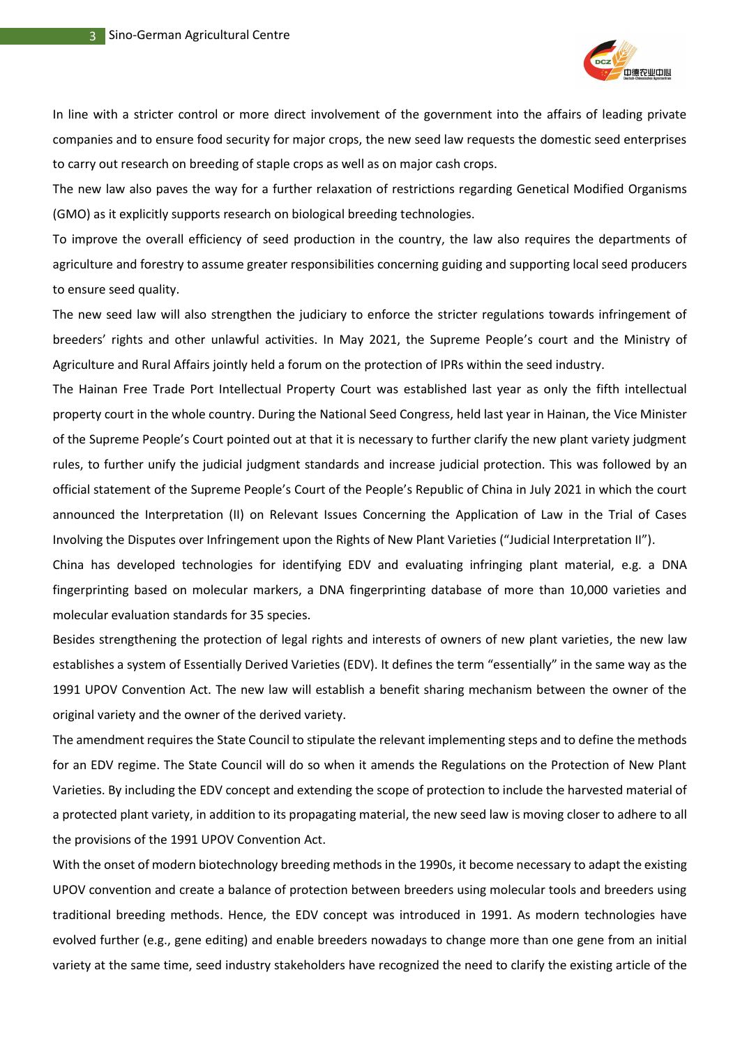In line with a stricter control or more direct involvement of the government into the affairs of leading private companies and to ensure food security for major crops, the new seed law requests the domestic seed enterprises to carry out research on breeding of staple crops as well as on major cash crops.

The new law also paves the way for a further relaxation of restrictions regarding Genetical Modified Organisms (GMO) as it explicitly supports research on biological breeding technologies.

To improve the overall efficiency of seed production in the country, the law also requires the departments of agriculture and forestry to assume greater responsibilities concerning guiding and supporting local seed producers to ensure seed quality.

The new seed law will also strengthen the judiciary to enforce the stricter regulations towards infringement of breeders' rights and other unlawful activities. In May 2021, the Supreme People's court and the Ministry of Agriculture and Rural Affairs jointly held a forum on the protection of IPRs within the seed industry.

The Hainan Free Trade Port Intellectual Property Court was established last year as only the fifth intellectual property court in the whole country. During the National Seed Congress, held last year in Hainan, the Vice Minister of the Supreme People's Court pointed out at that it is necessary to further clarify the new plant variety judgment rules, to further unify the judicial judgment standards and increase judicial protection. This was followed by an official statement of the Supreme People's Court of the People's Republic of China in July 2021 in which the court announced the Interpretation (II) on Relevant Issues Concerning the Application of Law in the Trial of Cases Involving the Disputes over Infringement upon the Rights of New Plant Varieties ("Judicial Interpretation II").

China has developed technologies for identifying EDV and evaluating infringing plant material, e.g. a DNA fingerprinting based on molecular markers, a DNA fingerprinting database of more than 10,000 varieties and molecular evaluation standards for 35 species.

Besides strengthening the protection of legal rights and interests of owners of new plant varieties, the new law establishes a system of Essentially Derived Varieties (EDV). It defines the term "essentially" in the same way as the 1991 UPOV Convention Act. The new law will establish a benefit sharing mechanism between the owner of the original variety and the owner of the derived variety.

The amendment requires the State Council to stipulate the relevant implementing steps and to define the methods for an EDV regime. The State Council will do so when it amends the Regulations on the Protection of New Plant Varieties. By including the EDV concept and extending the scope of protection to include the harvested material of a protected plant variety, in addition to its propagating material, the new seed law is moving closer to adhere to all the provisions of the 1991 UPOV Convention Act.

With the onset of modern biotechnology breeding methods in the 1990s, it become necessary to adapt the existing UPOV convention and create a balance of protection between breeders using molecular tools and breeders using traditional breeding methods. Hence, the EDV concept was introduced in 1991. As modern technologies have evolved further (e.g., gene editing) and enable breeders nowadays to change more than one gene from an initial variety at the same time, seed industry stakeholders have recognized the need to clarify the existing article of the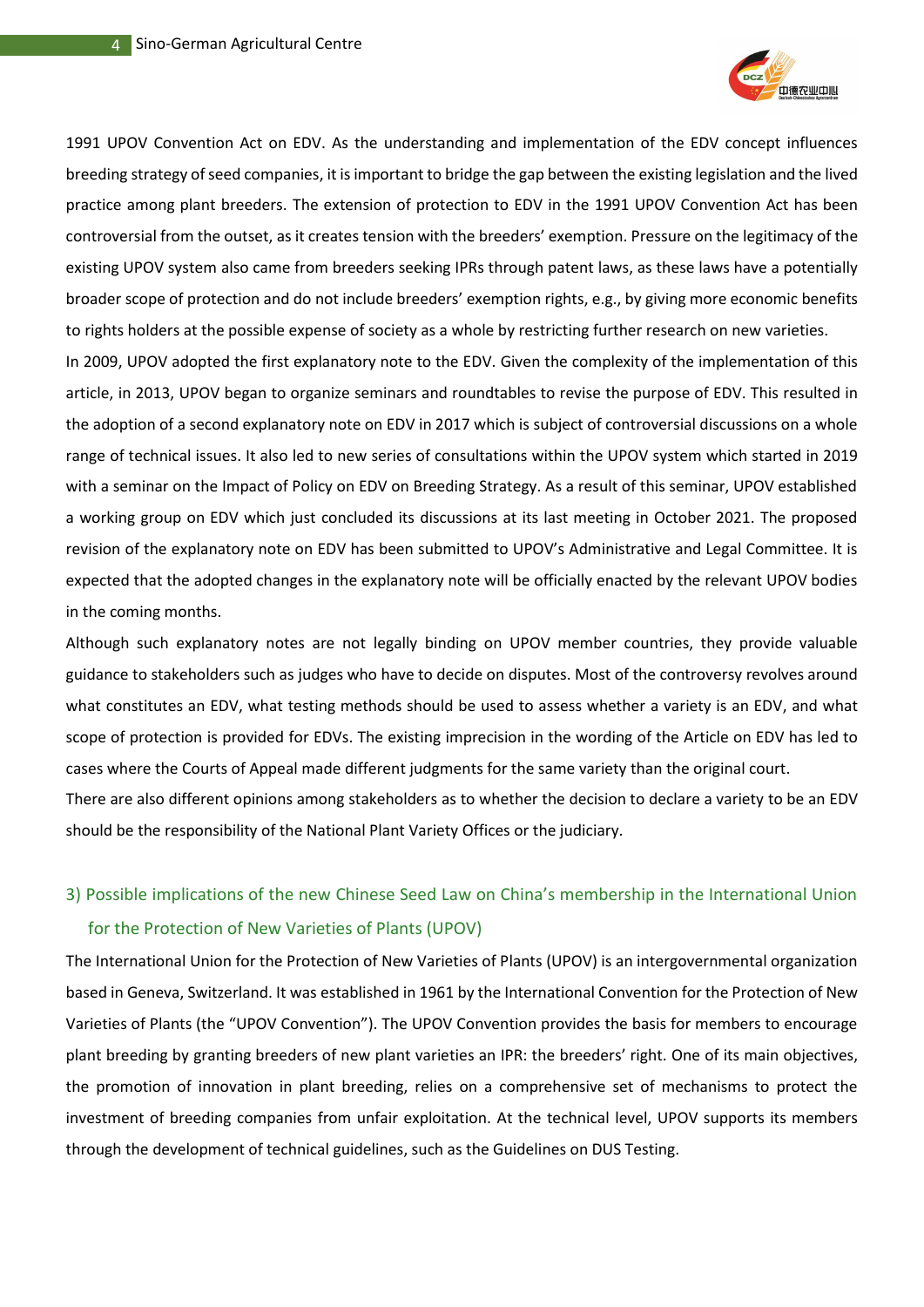1991 UPOV Convention Act on EDV. As the understanding and implementation of the EDV concept influences breeding strategy of seed companies, it is important to bridge the gap between the existing legislation and the lived practice among plant breeders. The extension of protection to EDV in the 1991 UPOV Convention Act has been controversial from the outset, as it creates tension with the breeders' exemption. Pressure on the legitimacy of the existing UPOV system also came from breeders seeking IPRs through patent laws, as these laws have a potentially broader scope of protection and do not include breeders' exemption rights, e.g., by giving more economic benefits to rights holders at the possible expense of society as a whole by restricting further research on new varieties.

In 2009, UPOV adopted the first explanatory note to the EDV. Given the complexity of the implementation of this article, in 2013, UPOV began to organize seminars and roundtables to revise the purpose of EDV. This resulted in the adoption of a second explanatory note on EDV in 2017 which is subject of controversial discussions on a whole range of technical issues. It also led to new series of consultations within the UPOV system which started in 2019 with a seminar on the Impact of Policy on EDV on Breeding Strategy. As a result of this seminar, UPOV established a working group on EDV which just concluded its discussions at its last meeting in October 2021. The proposed revision of the explanatory note on EDV has been submitted to UPOV's Administrative and Legal Committee. It is expected that the adopted changes in the explanatory note will be officially enacted by the relevant UPOV bodies in the coming months.

Although such explanatory notes are not legally binding on UPOV member countries, they provide valuable guidance to stakeholders such as judges who have to decide on disputes. Most of the controversy revolves around what constitutes an EDV, what testing methods should be used to assess whether a variety is an EDV, and what scope of protection is provided for EDVs. The existing imprecision in the wording of the Article on EDV has led to cases where the Courts of Appeal made different judgments for the same variety than the original court.

There are also different opinions among stakeholders as to whether the decision to declare a variety to be an EDV should be the responsibility of the National Plant Variety Offices or the judiciary.

## 3) Possible implications of the new Chinese Seed Law on China's membership in the International Union for the Protection of New Varieties of Plants (UPOV)

The International Union for the Protection of New Varieties of Plants (UPOV) is an intergovernmental organization based in Geneva, Switzerland. It was established in 1961 by the International Convention for the Protection of New Varieties of Plants (the "UPOV Convention"). The UPOV Convention provides the basis for members to encourage plant breeding by granting breeders of new plant varieties an IPR: the breeders' right. One of its main objectives, the promotion of innovation in plant breeding, relies on a comprehensive set of mechanisms to protect the investment of breeding companies from unfair exploitation. At the technical level, UPOV supports its members through the development of technical guidelines, such as the Guidelines on DUS Testing.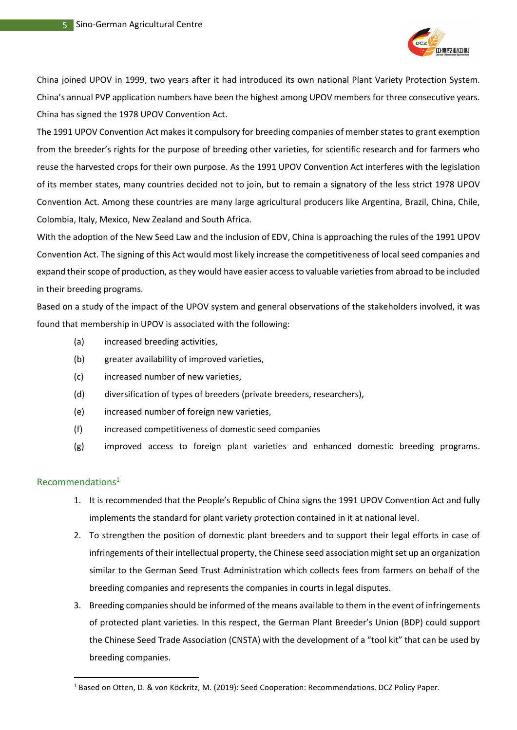China joined UPOV in 1999, two years after it had introduced its own national Plant Variety Protection System. China's annual PVP application numbers have been the highest among UPOV members for three consecutive years. China has signed the 1978 UPOV Convention Act.

The 1991 UPOV Convention Act makes it compulsory for breeding companies of member states to grant exemption from the breeder's rights for the purpose of breeding other varieties, for scientific research and for farmers who reuse the harvested crops for their own purpose. As the 1991 UPOV Convention Act interferes with the legislation of its member states, many countries decided not to join, but to remain a signatory of the less strict 1978 UPOV Convention Act. Among these countries are many large agricultural producers like Argentina, Brazil, China, Chile, Colombia, Italy, Mexico, New Zealand and South Africa.

With the adoption of the New Seed Law and the inclusion of EDV, China is approaching the rules of the 1991 UPOV Convention Act. The signing of this Act would most likely increase the competitiveness of local seed companies and expand their scope of production, as they would have easier access to valuable varieties from abroad to be included in their breeding programs.

Based on a study of the impact of the UPOV system and general observations of the stakeholders involved, it was found that membership in UPOV is associated with the following:

- (a) increased breeding activities,
- (b) greater availability of improved varieties,
- (c) increased number of new varieties,
- (d) diversification of types of breeders (private breeders, researchers),
- (e) increased number of foreign new varieties,
- (f) increased competitiveness of domestic seed companies
- (g) improved access to foreign plant varieties and enhanced domestic breeding programs.

## Recommendations[1]

1. It is recommended that the People's Republic of China signs the 1991 UPOV Convention Act and fully implements the standard for plant variety protection contained in it at national level.
2. To strengthen the position of domestic plant breeders and to support their legal efforts in case of infringements of their intellectual property, the Chinese seed association might set up an organization similar to the German Seed Trust Administration which collects fees from farmers on behalf of the breeding companies and represents the companies in courts in legal disputes.
3. Breeding companies should be informed of the means available to them in the event of infringements of protected plant varieties. In this respect, the German Plant Breeder's Union (BDP) could support the Chinese Seed Trade Association (CNSTA) with the development of a "tool kit" that can be used by breeding companies.

[1] Based on Otten, D. & von Köckritz, M. (2019): Seed Cooperation: Recommendations. DCZ Policy Paper.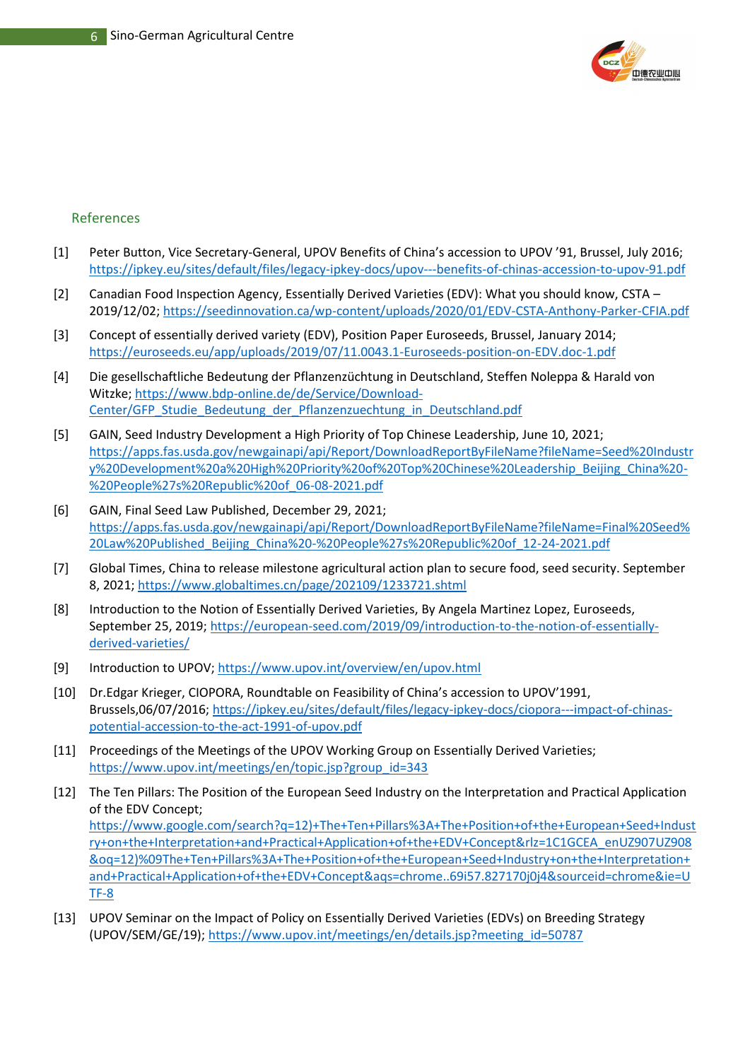## References

[1] Peter Button, Vice Secretary-General, UPOV Benefits of China's accession to UPOV '91, Brussel, July 2016; https://ipkey.eu/sites/default/files/legacy-ipkey-docs/upov---benefits-of-chinas-accession-to-upov-91.pdf

[2] Canadian Food Inspection Agency, Essentially Derived Varieties (EDV): What you should know, CSTA – 2019/12/02; https://seedinnovation.ca/wp-content/uploads/2020/01/EDV-CSTA-Anthony-Parker-CFIA.pdf

[3] Concept of essentially derived variety (EDV), Position Paper Euroseeds, Brussel, January 2014; https://euroseeds.eu/app/uploads/2019/07/11.0043.1-Euroseeds-position-on-EDV.doc-1.pdf

[4] Die gesellschaftliche Bedeutung der Pflanzenzüchtung in Deutschland, Steffen Noleppa & Harald von Witzke; https://www.bdp-online.de/de/Service/Download-Center/GFP_Studie_Bedeutung_der_Pflanzenzuechtung_in_Deutschland.pdf

[5] GAIN, Seed Industry Development a High Priority of Top Chinese Leadership, June 10, 2021; https://apps.fas.usda.gov/newgainapi/api/Report/DownloadReportByFileName?fileName=Seed%20Industry%20Development%20a%20High%20Priority%20of%20Top%20Chinese%20Leadership_Beijing_China%20-%20People%27s%20Republic%20of_06-08-2021.pdf

[6] GAIN, Final Seed Law Published, December 29, 2021; https://apps.fas.usda.gov/newgainapi/api/Report/DownloadReportByFileName?fileName=Final%20Seed%20Law%20Published_Beijing_China%20-%20People%27s%20Republic%20of_12-24-2021.pdf

[7] Global Times, China to release milestone agricultural action plan to secure food, seed security. September 8, 2021; https://www.globaltimes.cn/page/202109/1233721.shtml

[8] Introduction to the Notion of Essentially Derived Varieties, By Angela Martinez Lopez, Euroseeds, September 25, 2019; https://european-seed.com/2019/09/introduction-to-the-notion-of-essentially-derived-varieties/

[9] Introduction to UPOV; https://www.upov.int/overview/en/upov.html

[10] Dr.Edgar Krieger, CIOPORA, Roundtable on Feasibility of China's accession to UPOV'1991, Brussels,06/07/2016; https://ipkey.eu/sites/default/files/legacy-ipkey-docs/ciopora---impact-of-chinas-potential-accession-to-the-act-1991-of-upov.pdf

[11] Proceedings of the Meetings of the UPOV Working Group on Essentially Derived Varieties; https://www.upov.int/meetings/en/topic.jsp?group_id=343

[12] The Ten Pillars: The Position of the European Seed Industry on the Interpretation and Practical Application of the EDV Concept; https://www.google.com/search?q=12)+The+Ten+Pillars%3A+The+Position+of+the+European+Seed+Industry+on+the+Interpretation+and+Practical+Application+of+the+EDV+Concept&rlz=1C1GCEA_enUZ907UZ908&oq=12)%09The+Ten+Pillars%3A+The+Position+of+the+European+Seed+Industry+on+the+Interpretation+and+Practical+Application+of+the+EDV+Concept&aqs=chrome..69i57.827170j0j4&sourceid=chrome&ie=UTF-8

[13] UPOV Seminar on the Impact of Policy on Essentially Derived Varieties (EDVs) on Breeding Strategy (UPOV/SEM/GE/19); https://www.upov.int/meetings/en/details.jsp?meeting_id=50787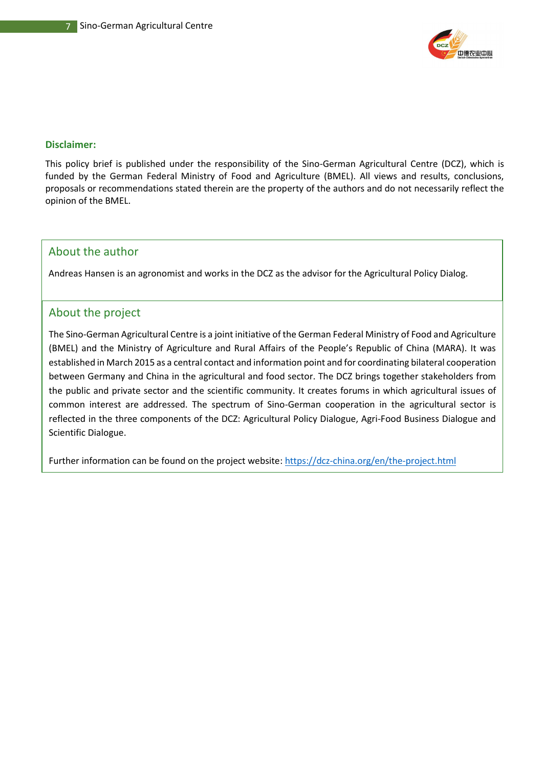**Disclaimer:**

This policy brief is published under the responsibility of the Sino-German Agricultural Centre (DCZ), which is funded by the German Federal Ministry of Food and Agriculture (BMEL). All views and results, conclusions, proposals or recommendations stated therein are the property of the authors and do not necessarily reflect the opinion of the BMEL.

## About the author

Andreas Hansen is an agronomist and works in the DCZ as the advisor for the Agricultural Policy Dialog.

## About the project

The Sino-German Agricultural Centre is a joint initiative of the German Federal Ministry of Food and Agriculture (BMEL) and the Ministry of Agriculture and Rural Affairs of the People's Republic of China (MARA). It was established in March 2015 as a central contact and information point and for coordinating bilateral cooperation between Germany and China in the agricultural and food sector. The DCZ brings together stakeholders from the public and private sector and the scientific community. It creates forums in which agricultural issues of common interest are addressed. The spectrum of Sino-German cooperation in the agricultural sector is reflected in the three components of the DCZ: Agricultural Policy Dialogue, Agri-Food Business Dialogue and Scientific Dialogue.

Further information can be found on the project website: https://dcz-china.org/en/the-project.html